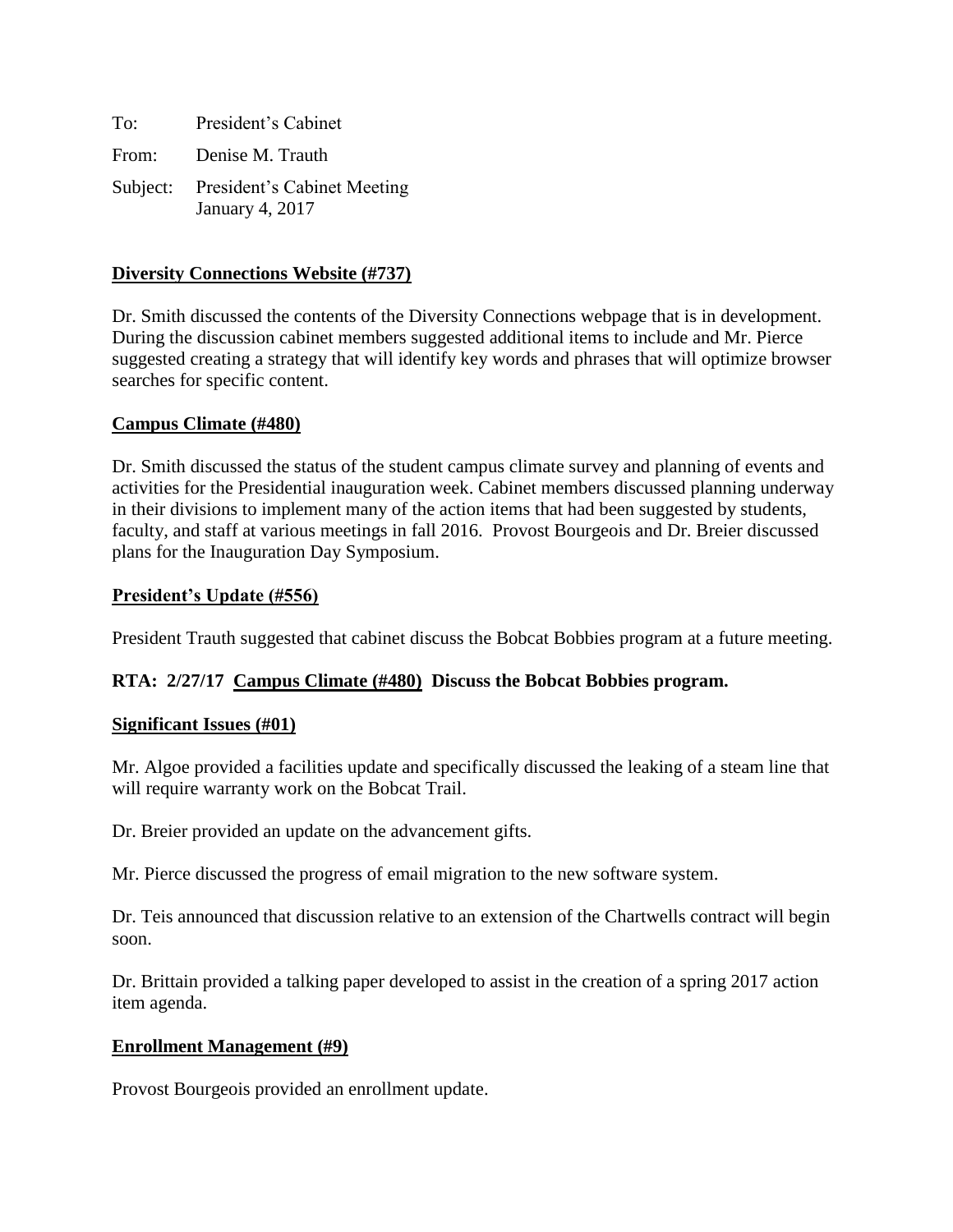To: President's Cabinet

From: Denise M. Trauth

Subject: President's Cabinet Meeting
January 4, 2017

**Diversity Connections Website (#737)**

Dr. Smith discussed the contents of the Diversity Connections webpage that is in development. During the discussion cabinet members suggested additional items to include and Mr. Pierce suggested creating a strategy that will identify key words and phrases that will optimize browser searches for specific content.

**Campus Climate (#480)**

Dr. Smith discussed the status of the student campus climate survey and planning of events and activities for the Presidential inauguration week. Cabinet members discussed planning underway in their divisions to implement many of the action items that had been suggested by students, faculty, and staff at various meetings in fall 2016. Provost Bourgeois and Dr. Breier discussed plans for the Inauguration Day Symposium.

**President's Update (#556)**

President Trauth suggested that cabinet discuss the Bobcat Bobbies program at a future meeting.

**RTA: 2/27/17 Campus Climate (#480) Discuss the Bobcat Bobbies program.**

**Significant Issues (#01)**

Mr. Algoe provided a facilities update and specifically discussed the leaking of a steam line that will require warranty work on the Bobcat Trail.

Dr. Breier provided an update on the advancement gifts.

Mr. Pierce discussed the progress of email migration to the new software system.

Dr. Teis announced that discussion relative to an extension of the Chartwells contract will begin soon.

Dr. Brittain provided a talking paper developed to assist in the creation of a spring 2017 action item agenda.

**Enrollment Management (#9)**

Provost Bourgeois provided an enrollment update.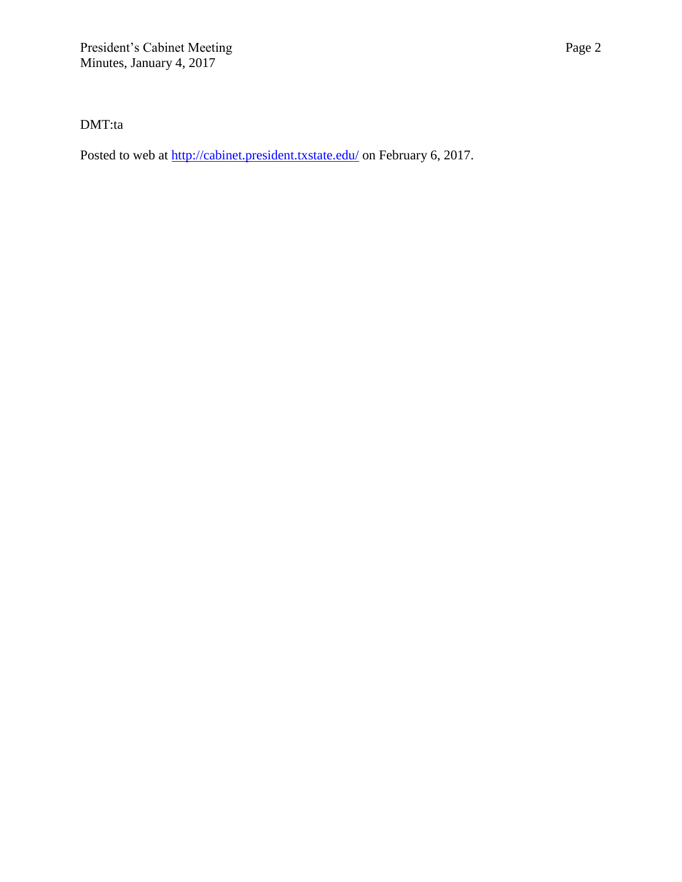DMT:ta

Posted to web at http://cabinet.president.txstate.edu/ on February 6, 2017.